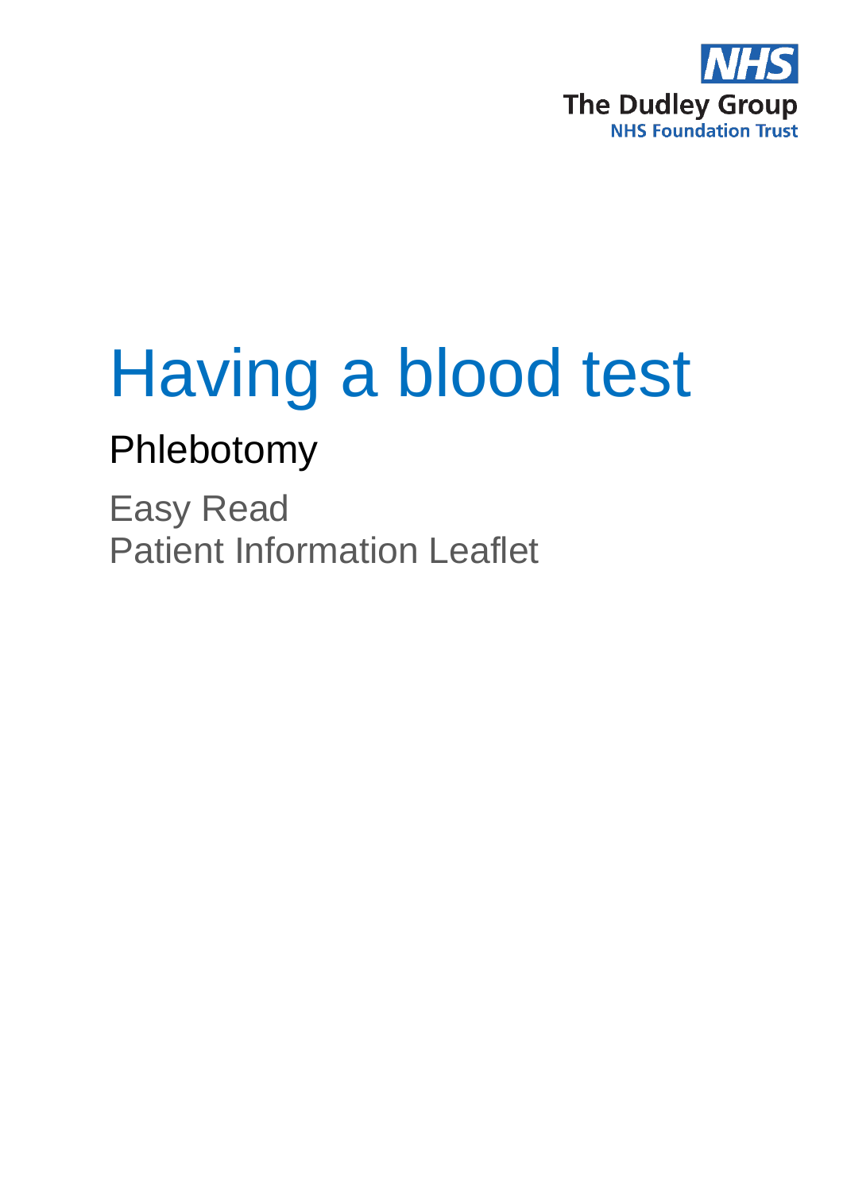The Dudley Group
NHS Foundation Trust

# Having a blood test

## Phlebotomy

Easy Read
Patient Information Leaflet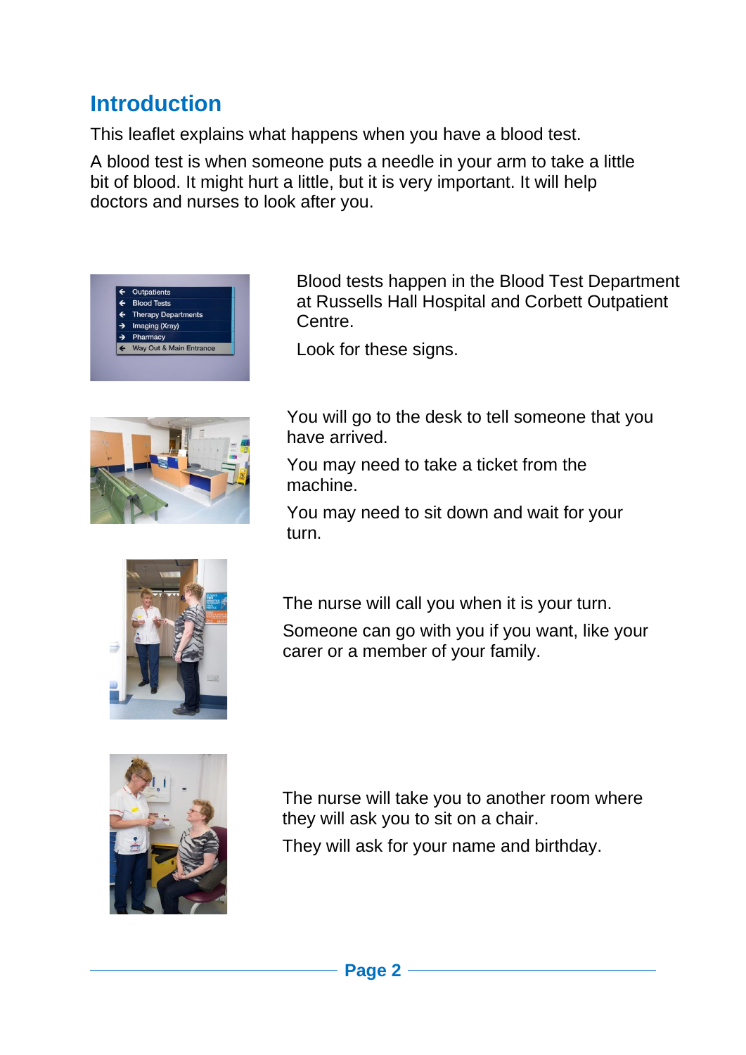## Introduction

This leaflet explains what happens when you have a blood test.

A blood test is when someone puts a needle in your arm to take a little bit of blood. It might hurt a little, but it is very important. It will help doctors and nurses to look after you.

Blood tests happen in the Blood Test Department at Russells Hall Hospital and Corbett Outpatient Centre.

Look for these signs.

You will go to the desk to tell someone that you have arrived.

You may need to take a ticket from the machine.

You may need to sit down and wait for your turn.

The nurse will call you when it is your turn.

Someone can go with you if you want, like your carer or a member of your family.

The nurse will take you to another room where they will ask you to sit on a chair.

They will ask for your name and birthday.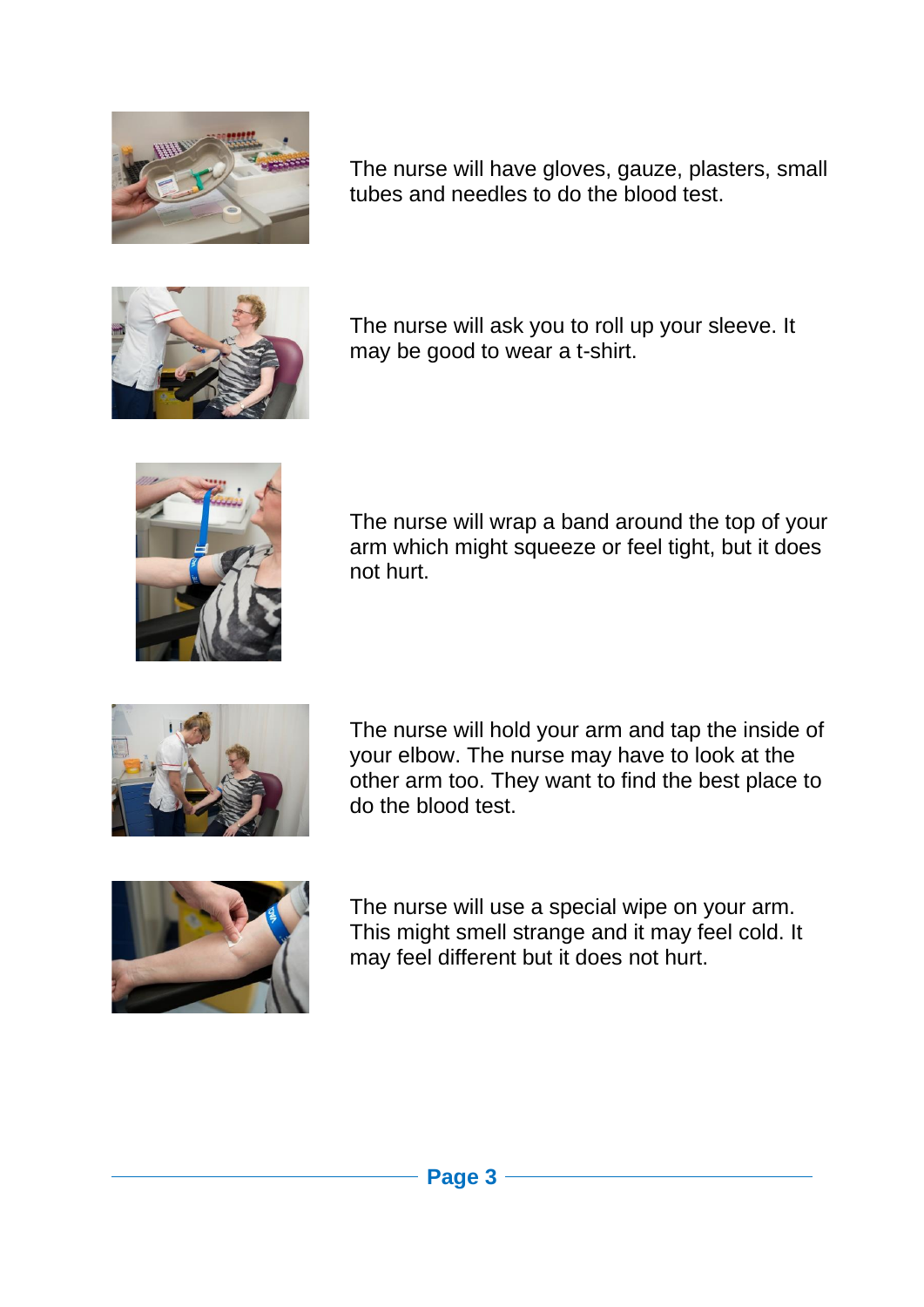The nurse will have gloves, gauze, plasters, small tubes and needles to do the blood test.

The nurse will ask you to roll up your sleeve. It may be good to wear a t-shirt.

The nurse will wrap a band around the top of your arm which might squeeze or feel tight, but it does not hurt.

The nurse will hold your arm and tap the inside of your elbow. The nurse may have to look at the other arm too. They want to find the best place to do the blood test.

The nurse will use a special wipe on your arm. This might smell strange and it may feel cold. It may feel different but it does not hurt.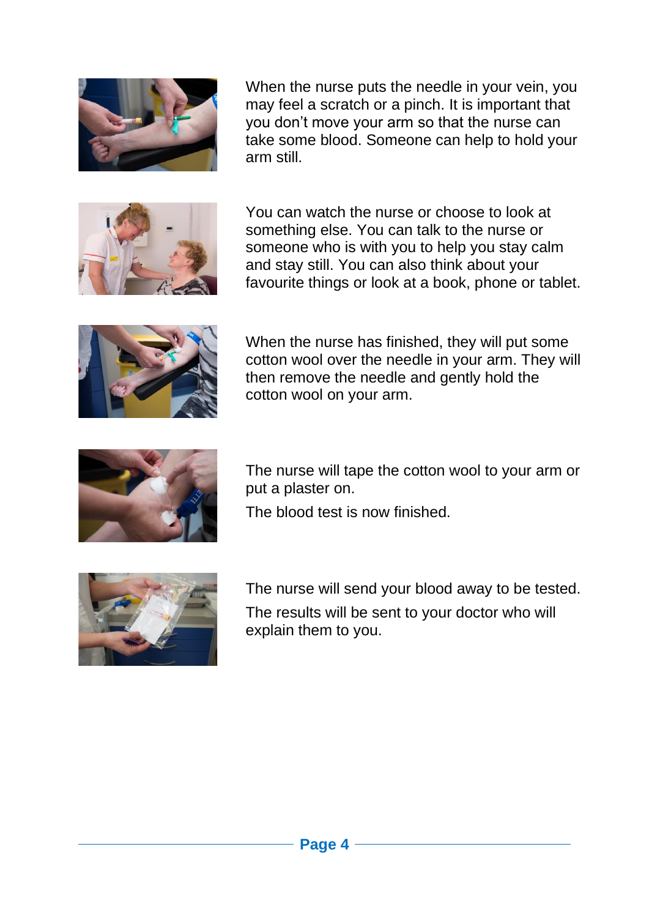When the nurse puts the needle in your vein, you may feel a scratch or a pinch. It is important that you don’t move your arm so that the nurse can take some blood. Someone can help to hold your arm still.

You can watch the nurse or choose to look at something else. You can talk to the nurse or someone who is with you to help you stay calm and stay still. You can also think about your favourite things or look at a book, phone or tablet.

When the nurse has finished, they will put some cotton wool over the needle in your arm. They will then remove the needle and gently hold the cotton wool on your arm.

The nurse will tape the cotton wool to your arm or put a plaster on.

The blood test is now finished.

The nurse will send your blood away to be tested.

The results will be sent to your doctor who will explain them to you.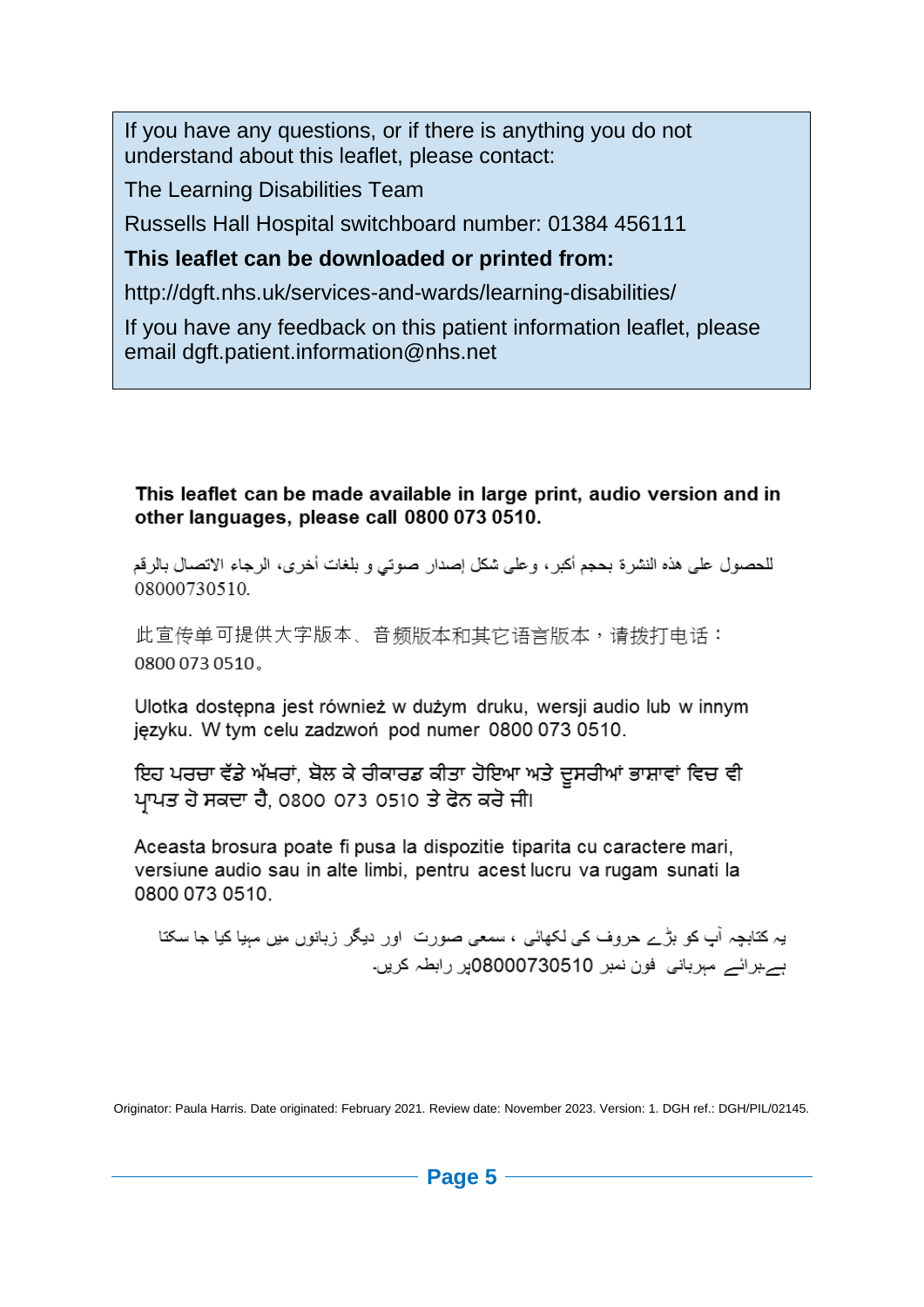If you have any questions, or if there is anything you do not understand about this leaflet, please contact:

The Learning Disabilities Team

Russells Hall Hospital switchboard number: 01384 456111

**This leaflet can be downloaded or printed from:**

http://dgft.nhs.uk/services-and-wards/learning-disabilities/

If you have any feedback on this patient information leaflet, please email dgft.patient.information@nhs.net

**This leaflet can be made available in large print, audio version and in other languages, please call 0800 073 0510.**

للحصول على هذه النشرة بحجم أكبر، وعلى شكل إصدار صوتي و بلغات أخرى، الرجاء الاتصال بالرقم 08000730510.

此宣传单可提供大字版本、音频版本和其它语言版本，请拨打电话：0800 073 0510。

Ulotka dostępna jest również w dużym druku, wersji audio lub w innym języku. W tym celu zadzwoń pod numer 0800 073 0510.

ਇਹ ਪਰਚਾ ਵੱਡੇ ਅੱਖਰਾਂ, ਬੋਲ ਕੇ ਰੀਕਾਰਡ ਕੀਤਾ ਹੋਇਆ ਅਤੇ ਦੂਸਰੀਆਂ ਭਾਸ਼ਾਵਾਂ ਵਿਚ ਵੀ ਪ੍ਰਾਪਤ ਹੋ ਸਕਦਾ ਹੈ, 0800 073 0510 ਤੇ ਫੋਨ ਕਰੋ ਜੀ।

Aceasta brosura poate fi pusa la dispozitie tiparita cu caractere mari, versiune audio sau in alte limbi, pentru acest lucru va rugam sunati la 0800 073 0510.

یہ کتابچہ آپ کو بڑے حروف کی لکھائی ، سمعی صورت اور دیگر زبانوں میں مہیا کیا جا سکتا ہے۔برائے مہربانی فون نمبر 08000730510پر رابطہ کریں۔

Originator: Paula Harris. Date originated: February 2021. Review date: November 2023. Version: 1. DGH ref.: DGH/PIL/02145.